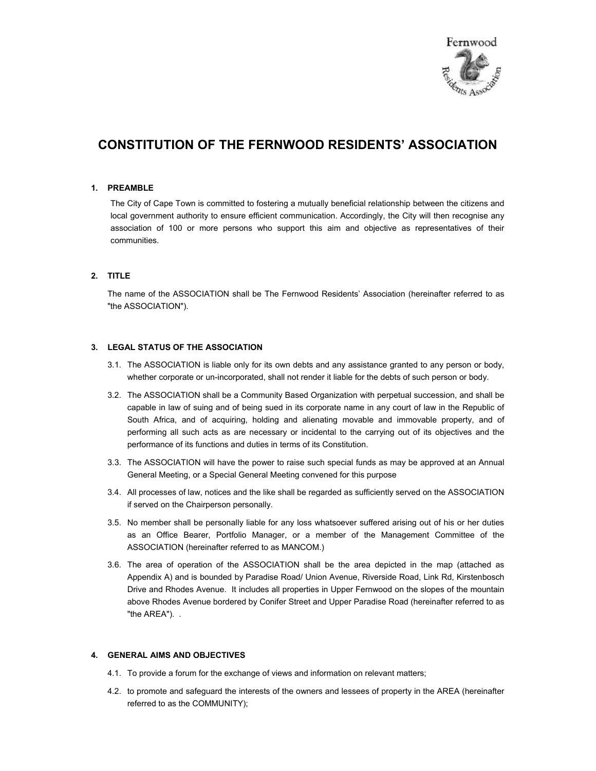# CONSTITUTION OF THE FERNWOOD RESIDENTS' ASSOCIATION

## 1. PREAMBLE

The City of Cape Town is committed to fostering a mutually beneficial relationship between the citizens and local government authority to ensure efficient communication. Accordingly, the City will then recognise any association of 100 or more persons who support this aim and objective as representatives of their communities.

## 2. TITLE

The name of the ASSOCIATION shall be The Fernwood Residents' Association (hereinafter referred to as "the ASSOCIATION").

## 3. LEGAL STATUS OF THE ASSOCIATION

3.1. The ASSOCIATION is liable only for its own debts and any assistance granted to any person or body, whether corporate or un-incorporated, shall not render it liable for the debts of such person or body.

3.2. The ASSOCIATION shall be a Community Based Organization with perpetual succession, and shall be capable in law of suing and of being sued in its corporate name in any court of law in the Republic of South Africa, and of acquiring, holding and alienating movable and immovable property, and of performing all such acts as are necessary or incidental to the carrying out of its objectives and the performance of its functions and duties in terms of its Constitution.

3.3. The ASSOCIATION will have the power to raise such special funds as may be approved at an Annual General Meeting, or a Special General Meeting convened for this purpose

3.4. All processes of law, notices and the like shall be regarded as sufficiently served on the ASSOCIATION if served on the Chairperson personally.

3.5. No member shall be personally liable for any loss whatsoever suffered arising out of his or her duties as an Office Bearer, Portfolio Manager, or a member of the Management Committee of the ASSOCIATION (hereinafter referred to as MANCOM.)

3.6. The area of operation of the ASSOCIATION shall be the area depicted in the map (attached as Appendix A) and is bounded by Paradise Road/ Union Avenue, Riverside Road, Link Rd, Kirstenbosch Drive and Rhodes Avenue. It includes all properties in Upper Fernwood on the slopes of the mountain above Rhodes Avenue bordered by Conifer Street and Upper Paradise Road (hereinafter referred to as "the AREA"). .

## 4. GENERAL AIMS AND OBJECTIVES

4.1. To provide a forum for the exchange of views and information on relevant matters;

4.2. to promote and safeguard the interests of the owners and lessees of property in the AREA (hereinafter referred to as the COMMUNITY);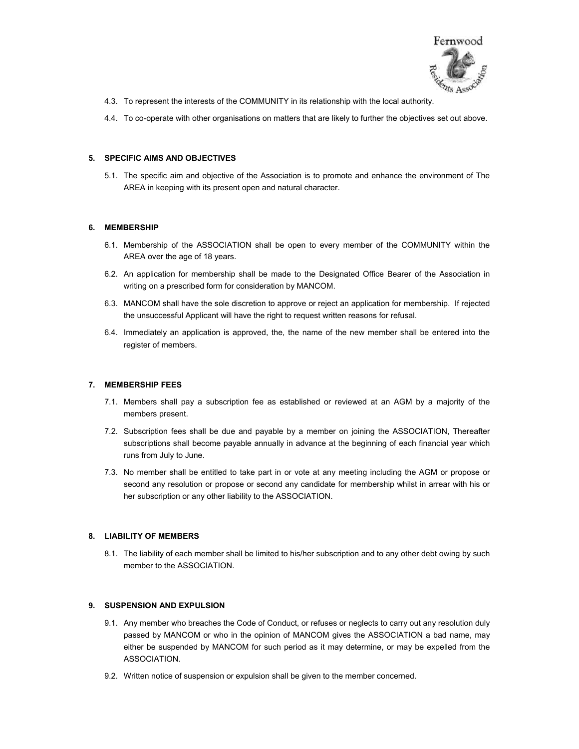4.3. To represent the interests of the COMMUNITY in its relationship with the local authority.

4.4. To co-operate with other organisations on matters that are likely to further the objectives set out above.

### 5. SPECIFIC AIMS AND OBJECTIVES

5.1. The specific aim and objective of the Association is to promote and enhance the environment of The AREA in keeping with its present open and natural character.

### 6. MEMBERSHIP

6.1. Membership of the ASSOCIATION shall be open to every member of the COMMUNITY within the AREA over the age of 18 years.

6.2. An application for membership shall be made to the Designated Office Bearer of the Association in writing on a prescribed form for consideration by MANCOM.

6.3. MANCOM shall have the sole discretion to approve or reject an application for membership. If rejected the unsuccessful Applicant will have the right to request written reasons for refusal.

6.4. Immediately an application is approved, the, the name of the new member shall be entered into the register of members.

### 7. MEMBERSHIP FEES

7.1. Members shall pay a subscription fee as established or reviewed at an AGM by a majority of the members present.

7.2. Subscription fees shall be due and payable by a member on joining the ASSOCIATION, Thereafter subscriptions shall become payable annually in advance at the beginning of each financial year which runs from July to June.

7.3. No member shall be entitled to take part in or vote at any meeting including the AGM or propose or second any resolution or propose or second any candidate for membership whilst in arrear with his or her subscription or any other liability to the ASSOCIATION.

### 8. LIABILITY OF MEMBERS

8.1. The liability of each member shall be limited to his/her subscription and to any other debt owing by such member to the ASSOCIATION.

### 9. SUSPENSION AND EXPULSION

9.1. Any member who breaches the Code of Conduct, or refuses or neglects to carry out any resolution duly passed by MANCOM or who in the opinion of MANCOM gives the ASSOCIATION a bad name, may either be suspended by MANCOM for such period as it may determine, or may be expelled from the ASSOCIATION.

9.2. Written notice of suspension or expulsion shall be given to the member concerned.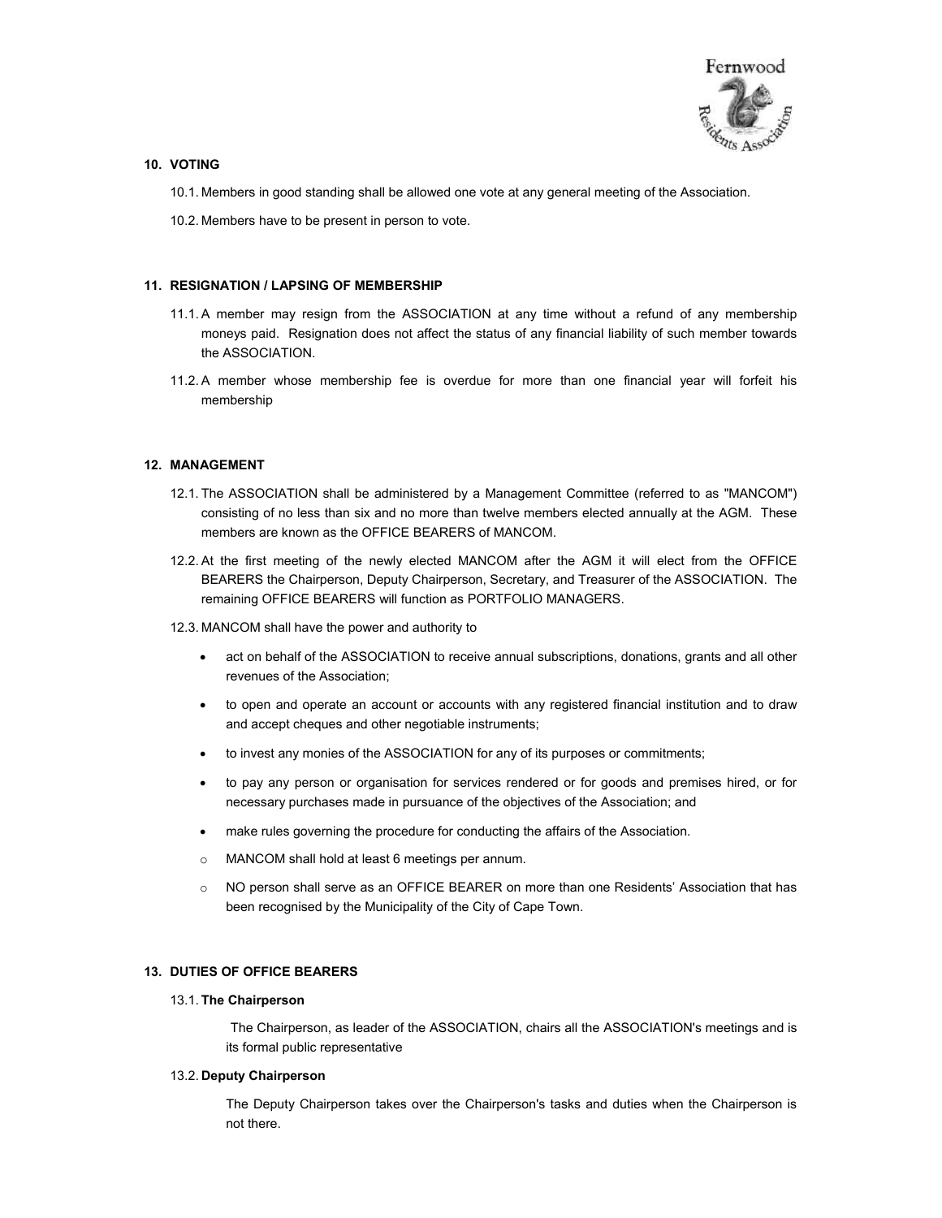## 10. VOTING

10.1. Members in good standing shall be allowed one vote at any general meeting of the Association.

10.2. Members have to be present in person to vote.

## 11. RESIGNATION / LAPSING OF MEMBERSHIP

11.1. A member may resign from the ASSOCIATION at any time without a refund of any membership moneys paid. Resignation does not affect the status of any financial liability of such member towards the ASSOCIATION.

11.2. A member whose membership fee is overdue for more than one financial year will forfeit his membership

## 12. MANAGEMENT

12.1. The ASSOCIATION shall be administered by a Management Committee (referred to as "MANCOM") consisting of no less than six and no more than twelve members elected annually at the AGM. These members are known as the OFFICE BEARERS of MANCOM.

12.2. At the first meeting of the newly elected MANCOM after the AGM it will elect from the OFFICE BEARERS the Chairperson, Deputy Chairperson, Secretary, and Treasurer of the ASSOCIATION. The remaining OFFICE BEARERS will function as PORTFOLIO MANAGERS.

12.3. MANCOM shall have the power and authority to

- act on behalf of the ASSOCIATION to receive annual subscriptions, donations, grants and all other revenues of the Association;
- to open and operate an account or accounts with any registered financial institution and to draw and accept cheques and other negotiable instruments;
- to invest any monies of the ASSOCIATION for any of its purposes or commitments;
- to pay any person or organisation for services rendered or for goods and premises hired, or for necessary purchases made in pursuance of the objectives of the Association; and
- make rules governing the procedure for conducting the affairs of the Association.

  - MANCOM shall hold at least 6 meetings per annum.
  - NO person shall serve as an OFFICE BEARER on more than one Residents' Association that has been recognised by the Municipality of the City of Cape Town.

## 13. DUTIES OF OFFICE BEARERS

### 13.1. The Chairperson

The Chairperson, as leader of the ASSOCIATION, chairs all the ASSOCIATION's meetings and is its formal public representative

### 13.2. Deputy Chairperson

The Deputy Chairperson takes over the Chairperson's tasks and duties when the Chairperson is not there.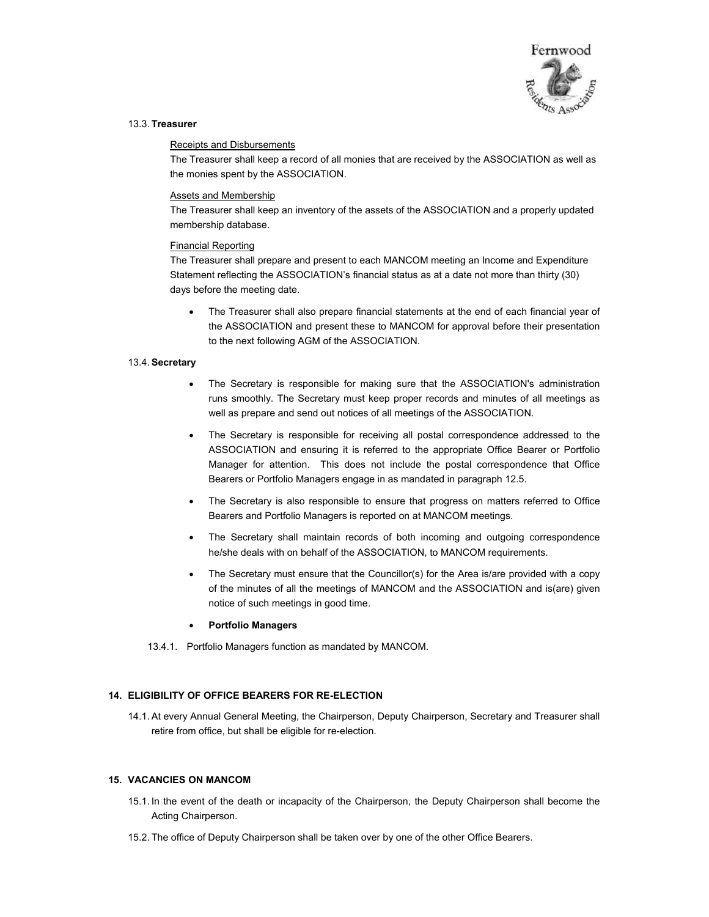13.3. **Treasurer**

Receipts and Disbursements

The Treasurer shall keep a record of all monies that are received by the ASSOCIATION as well as the monies spent by the ASSOCIATION.

Assets and Membership

The Treasurer shall keep an inventory of the assets of the ASSOCIATION and a properly updated membership database.

Financial Reporting

The Treasurer shall prepare and present to each MANCOM meeting an Income and Expenditure Statement reflecting the ASSOCIATION's financial status as at a date not more than thirty (30) days before the meeting date.

- The Treasurer shall also prepare financial statements at the end of each financial year of the ASSOCIATION and present these to MANCOM for approval before their presentation to the next following AGM of the ASSOCIATION.

13.4. **Secretary**

- The Secretary is responsible for making sure that the ASSOCIATION's administration runs smoothly. The Secretary must keep proper records and minutes of all meetings as well as prepare and send out notices of all meetings of the ASSOCIATION.
- The Secretary is responsible for receiving all postal correspondence addressed to the ASSOCIATION and ensuring it is referred to the appropriate Office Bearer or Portfolio Manager for attention. This does not include the postal correspondence that Office Bearers or Portfolio Managers engage in as mandated in paragraph 12.5.
- The Secretary is also responsible to ensure that progress on matters referred to Office Bearers and Portfolio Managers is reported on at MANCOM meetings.
- The Secretary shall maintain records of both incoming and outgoing correspondence he/she deals with on behalf of the ASSOCIATION, to MANCOM requirements.
- The Secretary must ensure that the Councillor(s) for the Area is/are provided with a copy of the minutes of all the meetings of MANCOM and the ASSOCIATION and is(are) given notice of such meetings in good time.
- **Portfolio Managers**

13.4.1. Portfolio Managers function as mandated by MANCOM.

## 14. ELIGIBILITY OF OFFICE BEARERS FOR RE-ELECTION

14.1. At every Annual General Meeting, the Chairperson, Deputy Chairperson, Secretary and Treasurer shall retire from office, but shall be eligible for re-election.

## 15. VACANCIES ON MANCOM

15.1. In the event of the death or incapacity of the Chairperson, the Deputy Chairperson shall become the Acting Chairperson.

15.2. The office of Deputy Chairperson shall be taken over by one of the other Office Bearers.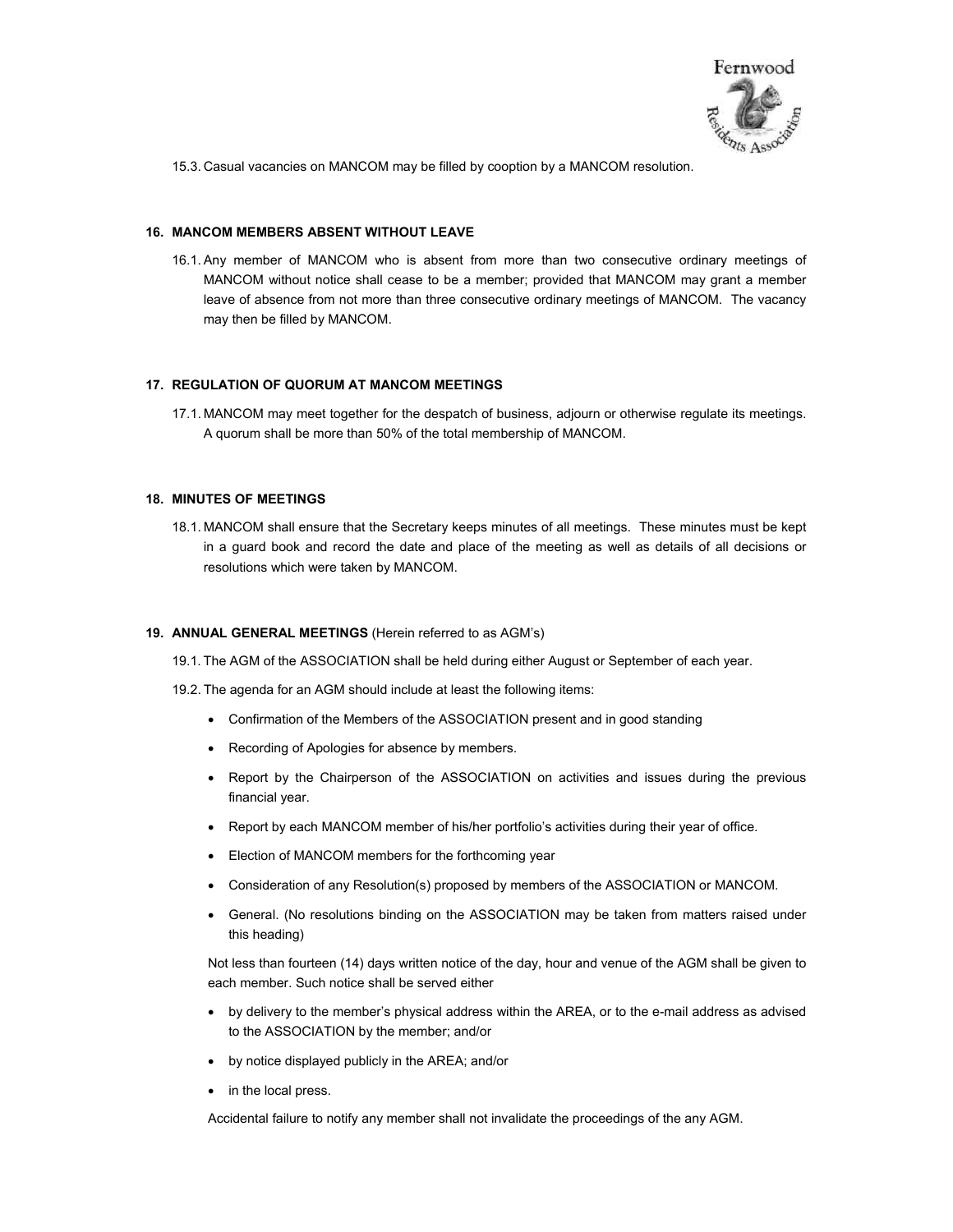15.3. Casual vacancies on MANCOM may be filled by cooption by a MANCOM resolution.

### 16. MANCOM MEMBERS ABSENT WITHOUT LEAVE

16.1. Any member of MANCOM who is absent from more than two consecutive ordinary meetings of MANCOM without notice shall cease to be a member; provided that MANCOM may grant a member leave of absence from not more than three consecutive ordinary meetings of MANCOM. The vacancy may then be filled by MANCOM.

### 17. REGULATION OF QUORUM AT MANCOM MEETINGS

17.1. MANCOM may meet together for the despatch of business, adjourn or otherwise regulate its meetings. A quorum shall be more than 50% of the total membership of MANCOM.

### 18. MINUTES OF MEETINGS

18.1. MANCOM shall ensure that the Secretary keeps minutes of all meetings. These minutes must be kept in a guard book and record the date and place of the meeting as well as details of all decisions or resolutions which were taken by MANCOM.

### 19. ANNUAL GENERAL MEETINGS (Herein referred to as AGM's)

19.1. The AGM of the ASSOCIATION shall be held during either August or September of each year.

19.2. The agenda for an AGM should include at least the following items:

- Confirmation of the Members of the ASSOCIATION present and in good standing
- Recording of Apologies for absence by members.
- Report by the Chairperson of the ASSOCIATION on activities and issues during the previous financial year.
- Report by each MANCOM member of his/her portfolio's activities during their year of office.
- Election of MANCOM members for the forthcoming year
- Consideration of any Resolution(s) proposed by members of the ASSOCIATION or MANCOM.
- General. (No resolutions binding on the ASSOCIATION may be taken from matters raised under this heading)

Not less than fourteen (14) days written notice of the day, hour and venue of the AGM shall be given to each member. Such notice shall be served either

- by delivery to the member's physical address within the AREA, or to the e-mail address as advised to the ASSOCIATION by the member; and/or
- by notice displayed publicly in the AREA; and/or
- in the local press.

Accidental failure to notify any member shall not invalidate the proceedings of the any AGM.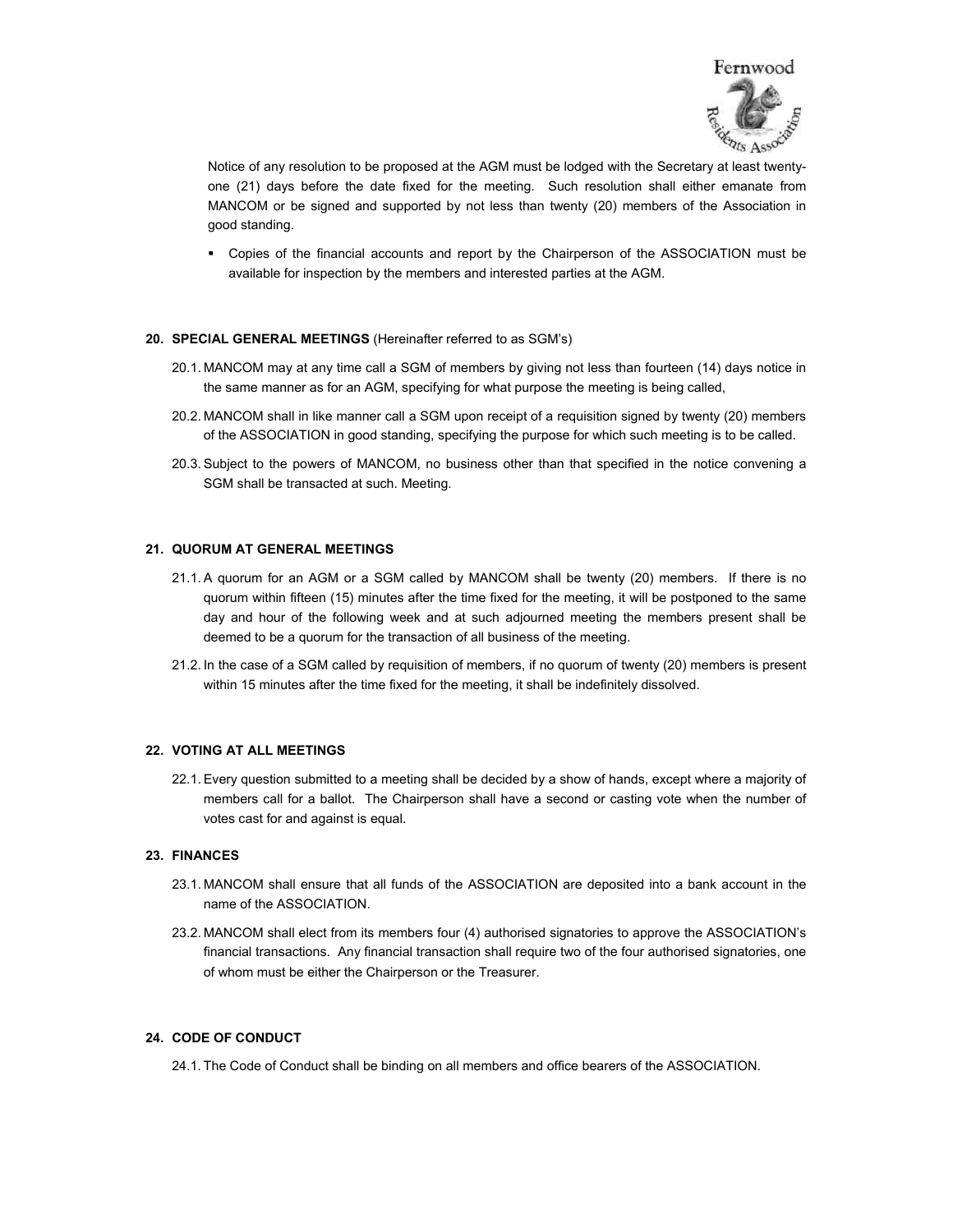Notice of any resolution to be proposed at the AGM must be lodged with the Secretary at least twenty-one (21) days before the date fixed for the meeting. Such resolution shall either emanate from MANCOM or be signed and supported by not less than twenty (20) members of the Association in good standing.

- Copies of the financial accounts and report by the Chairperson of the ASSOCIATION must be available for inspection by the members and interested parties at the AGM.

**20. SPECIAL GENERAL MEETINGS** (Hereinafter referred to as SGM's)

20.1. MANCOM may at any time call a SGM of members by giving not less than fourteen (14) days notice in the same manner as for an AGM, specifying for what purpose the meeting is being called,

20.2. MANCOM shall in like manner call a SGM upon receipt of a requisition signed by twenty (20) members of the ASSOCIATION in good standing, specifying the purpose for which such meeting is to be called.

20.3. Subject to the powers of MANCOM, no business other than that specified in the notice convening a SGM shall be transacted at such. Meeting.

**21. QUORUM AT GENERAL MEETINGS**

21.1. A quorum for an AGM or a SGM called by MANCOM shall be twenty (20) members. If there is no quorum within fifteen (15) minutes after the time fixed for the meeting, it will be postponed to the same day and hour of the following week and at such adjourned meeting the members present shall be deemed to be a quorum for the transaction of all business of the meeting.

21.2. In the case of a SGM called by requisition of members, if no quorum of twenty (20) members is present within 15 minutes after the time fixed for the meeting, it shall be indefinitely dissolved.

**22. VOTING AT ALL MEETINGS**

22.1. Every question submitted to a meeting shall be decided by a show of hands, except where a majority of members call for a ballot. The Chairperson shall have a second or casting vote when the number of votes cast for and against is equal.

**23. FINANCES**

23.1. MANCOM shall ensure that all funds of the ASSOCIATION are deposited into a bank account in the name of the ASSOCIATION.

23.2. MANCOM shall elect from its members four (4) authorised signatories to approve the ASSOCIATION's financial transactions. Any financial transaction shall require two of the four authorised signatories, one of whom must be either the Chairperson or the Treasurer.

**24. CODE OF CONDUCT**

24.1. The Code of Conduct shall be binding on all members and office bearers of the ASSOCIATION.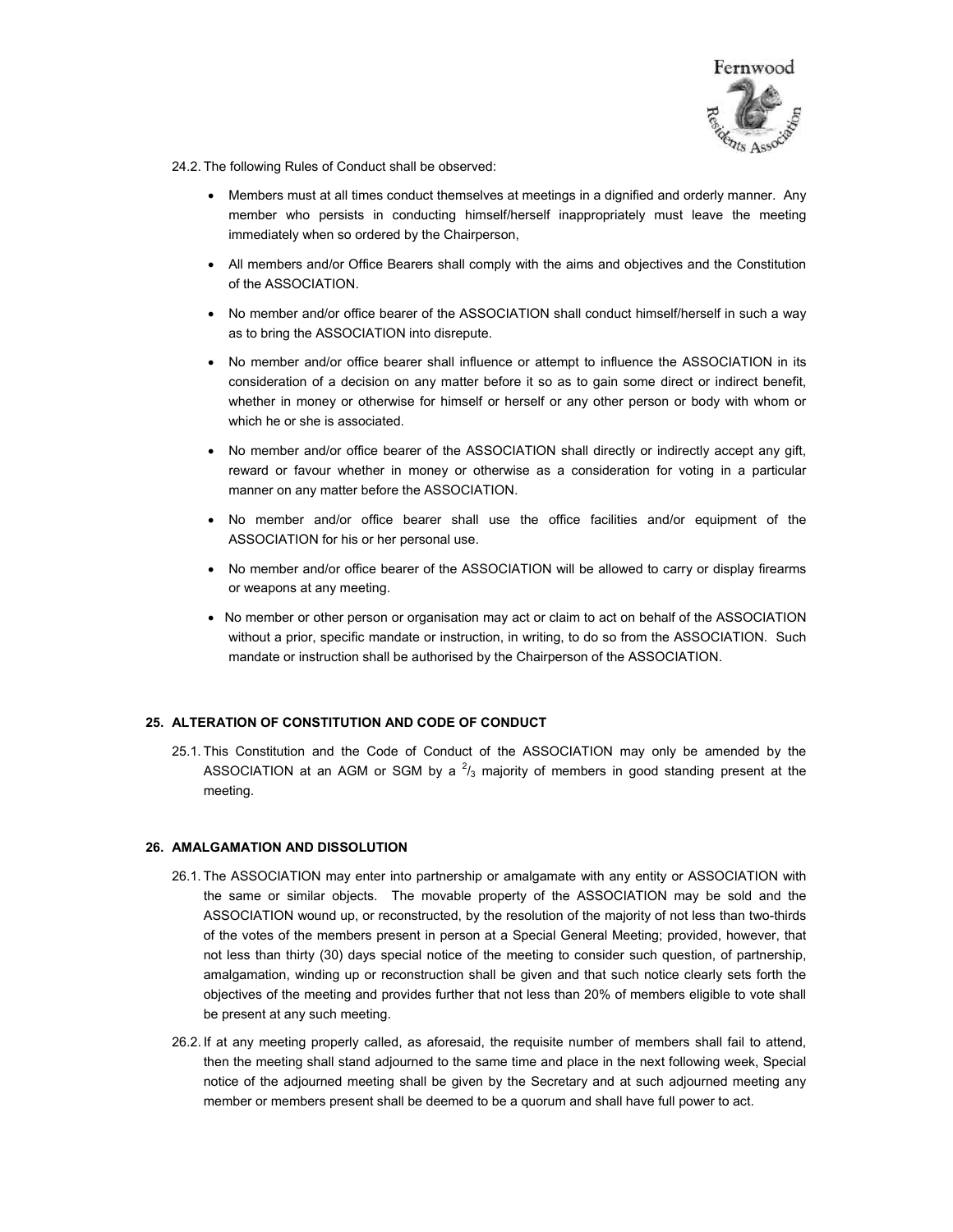24.2. The following Rules of Conduct shall be observed:

- Members must at all times conduct themselves at meetings in a dignified and orderly manner. Any member who persists in conducting himself/herself inappropriately must leave the meeting immediately when so ordered by the Chairperson,
- All members and/or Office Bearers shall comply with the aims and objectives and the Constitution of the ASSOCIATION.
- No member and/or office bearer of the ASSOCIATION shall conduct himself/herself in such a way as to bring the ASSOCIATION into disrepute.
- No member and/or office bearer shall influence or attempt to influence the ASSOCIATION in its consideration of a decision on any matter before it so as to gain some direct or indirect benefit, whether in money or otherwise for himself or herself or any other person or body with whom or which he or she is associated.
- No member and/or office bearer of the ASSOCIATION shall directly or indirectly accept any gift, reward or favour whether in money or otherwise as a consideration for voting in a particular manner on any matter before the ASSOCIATION.
- No member and/or office bearer shall use the office facilities and/or equipment of the ASSOCIATION for his or her personal use.
- No member and/or office bearer of the ASSOCIATION will be allowed to carry or display firearms or weapons at any meeting.
- No member or other person or organisation may act or claim to act on behalf of the ASSOCIATION without a prior, specific mandate or instruction, in writing, to do so from the ASSOCIATION. Such mandate or instruction shall be authorised by the Chairperson of the ASSOCIATION.

### 25. ALTERATION OF CONSTITUTION AND CODE OF CONDUCT

25.1. This Constitution and the Code of Conduct of the ASSOCIATION may only be amended by the ASSOCIATION at an AGM or SGM by a $^{2}/_{3}$ majority of members in good standing present at the meeting.

### 26. AMALGAMATION AND DISSOLUTION

26.1. The ASSOCIATION may enter into partnership or amalgamate with any entity or ASSOCIATION with the same or similar objects. The movable property of the ASSOCIATION may be sold and the ASSOCIATION wound up, or reconstructed, by the resolution of the majority of not less than two-thirds of the votes of the members present in person at a Special General Meeting; provided, however, that not less than thirty (30) days special notice of the meeting to consider such question, of partnership, amalgamation, winding up or reconstruction shall be given and that such notice clearly sets forth the objectives of the meeting and provides further that not less than 20% of members eligible to vote shall be present at any such meeting.

26.2. If at any meeting properly called, as aforesaid, the requisite number of members shall fail to attend, then the meeting shall stand adjourned to the same time and place in the next following week, Special notice of the adjourned meeting shall be given by the Secretary and at such adjourned meeting any member or members present shall be deemed to be a quorum and shall have full power to act.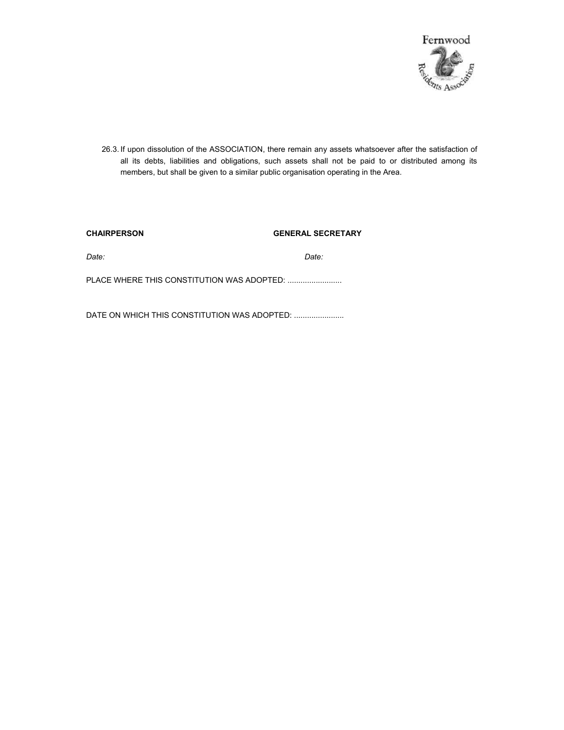26.3. If upon dissolution of the ASSOCIATION, there remain any assets whatsoever after the satisfaction of all its debts, liabilities and obligations, such assets shall not be paid to or distributed among its members, but shall be given to a similar public organisation operating in the Area.

**CHAIRPERSON** **GENERAL SECRETARY**

*Date:* *Date:*

PLACE WHERE THIS CONSTITUTION WAS ADOPTED: .........................

DATE ON WHICH THIS CONSTITUTION WAS ADOPTED: .......................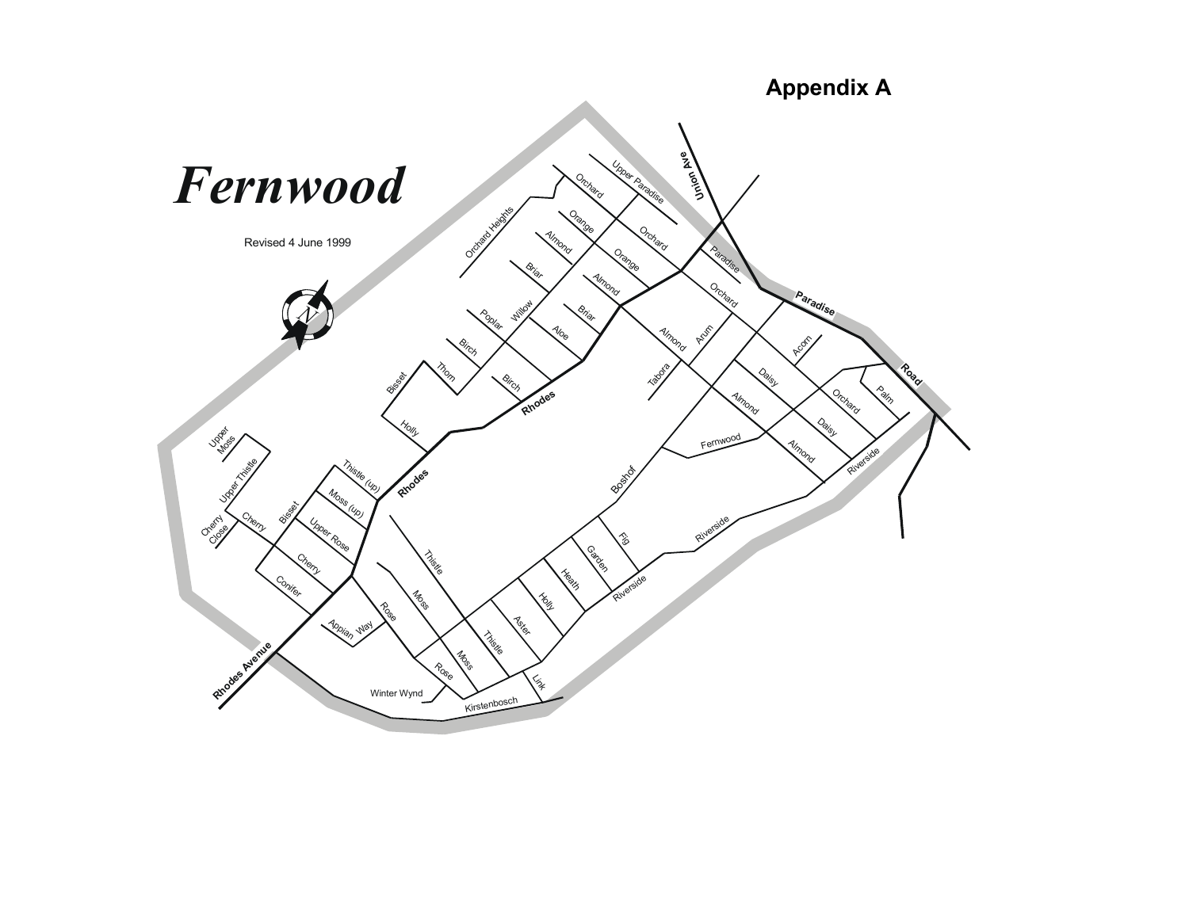## Appendix A

# *Fernwood*

Revised 4 June 1999

N

Upper Paradise
Orchard
Union Ave
Orchard Heights
Orange
Orchard
Almond
Orange
Paradise
Briar
Almond
Orchard
Paradise
Poplar
Willow
Briar
Aloe
Almond
Arum
Acorn
Birch
Road
Thorn
Birch
Tabora
Daisy
Bisset
Rhodes
Orchard
Palm
Almond
Holly
Daisy
Upper Moss
Fernwood
Almond
Riverside
Upper Thistle
Thistle (up)
Rhodes
Moss (up)
Boshof
Cherry Close
Cherry
Bisset
Upper Rose
Fig
Riverside
Cherry
Garden
Thistle
Heath
Riverside
Conifer
Moss
Holly
Rose
Aster
Appian Way
Thistle
Moss
Rhodes Avenue
Rose
Link
Winter Wynd
Kirstenbosch